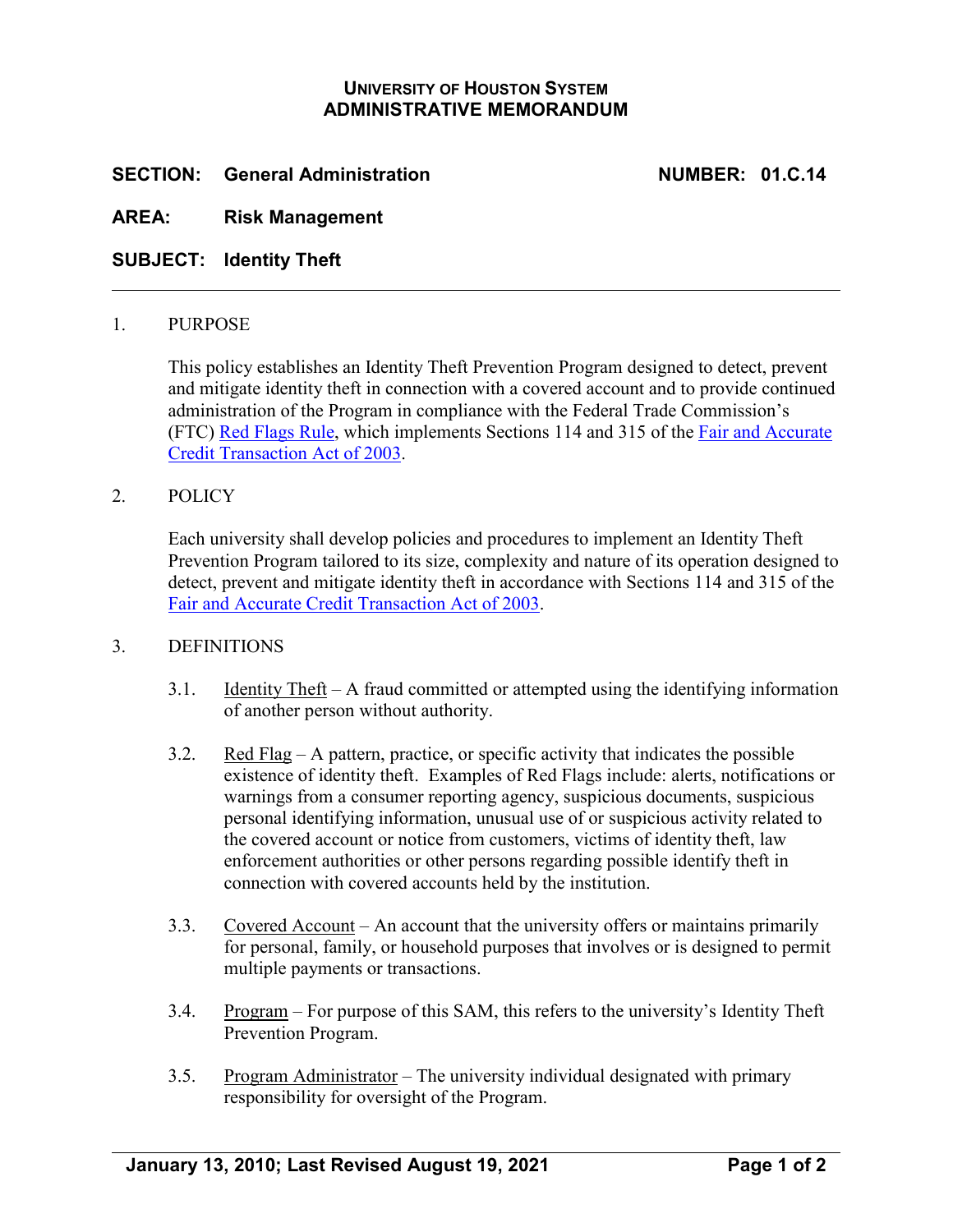**UNIVERSITY OF HOUSTON SYSTEM**
**ADMINISTRATIVE MEMORANDUM**

**SECTION:** **General Administration** **NUMBER: 01.C.14**

**AREA:** **Risk Management**

**SUBJECT:** **Identity Theft**

---

1. PURPOSE

   This policy establishes an Identity Theft Prevention Program designed to detect, prevent and mitigate identity theft in connection with a covered account and to provide continued administration of the Program in compliance with the Federal Trade Commission's (FTC) Red Flags Rule, which implements Sections 114 and 315 of the Fair and Accurate Credit Transaction Act of 2003.

2. POLICY

   Each university shall develop policies and procedures to implement an Identity Theft Prevention Program tailored to its size, complexity and nature of its operation designed to detect, prevent and mitigate identity theft in accordance with Sections 114 and 315 of the Fair and Accurate Credit Transaction Act of 2003.

3. DEFINITIONS

   3.1. Identity Theft – A fraud committed or attempted using the identifying information of another person without authority.

   3.2. Red Flag – A pattern, practice, or specific activity that indicates the possible existence of identity theft. Examples of Red Flags include: alerts, notifications or warnings from a consumer reporting agency, suspicious documents, suspicious personal identifying information, unusual use of or suspicious activity related to the covered account or notice from customers, victims of identity theft, law enforcement authorities or other persons regarding possible identify theft in connection with covered accounts held by the institution.

   3.3. Covered Account – An account that the university offers or maintains primarily for personal, family, or household purposes that involves or is designed to permit multiple payments or transactions.

   3.4. Program – For purpose of this SAM, this refers to the university's Identity Theft Prevention Program.

   3.5. Program Administrator – The university individual designated with primary responsibility for oversight of the Program.

January 13, 2010; Last Revised August 19, 2021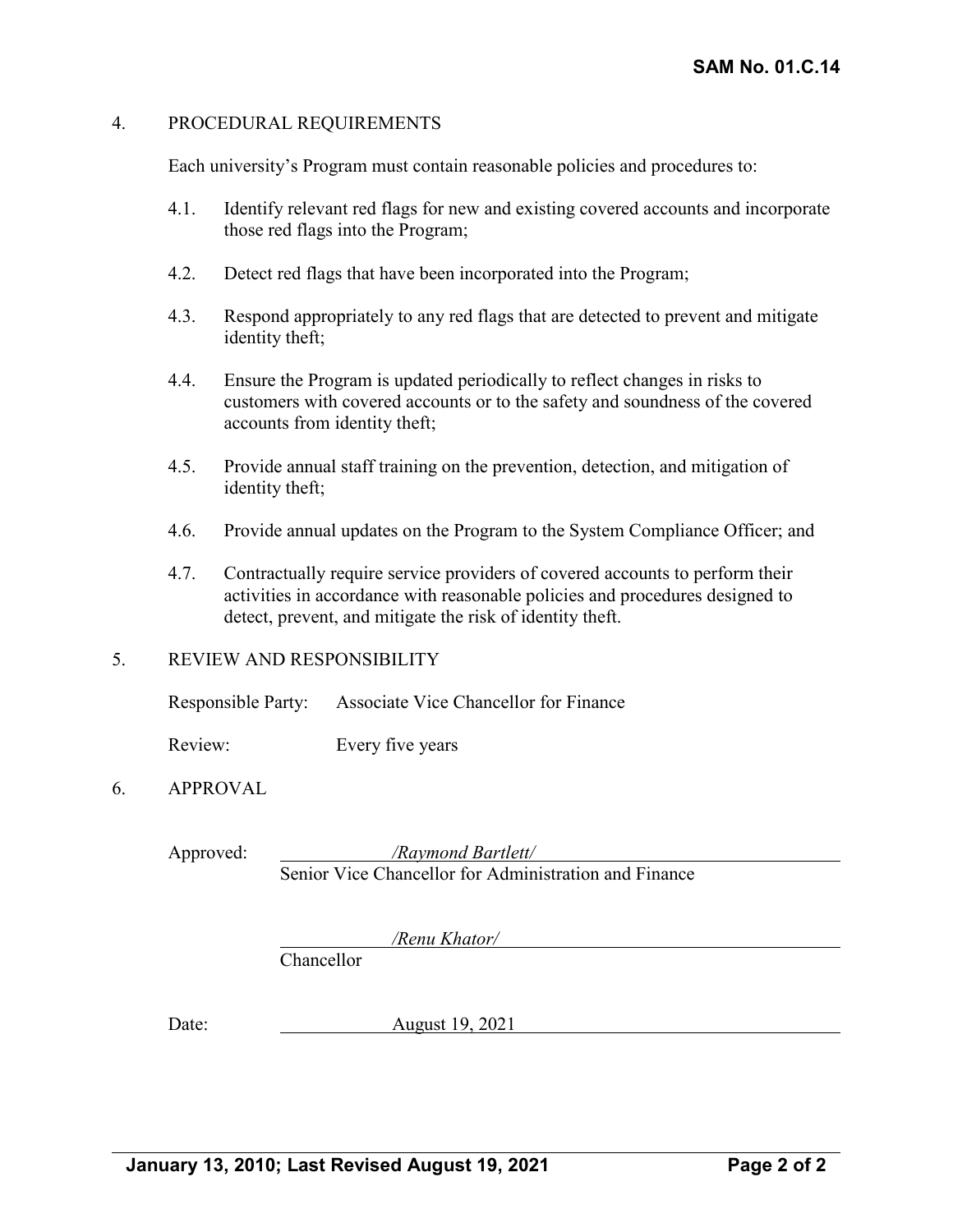## 4. PROCEDURAL REQUIREMENTS

Each university's Program must contain reasonable policies and procedures to:

4.1. Identify relevant red flags for new and existing covered accounts and incorporate those red flags into the Program;

4.2. Detect red flags that have been incorporated into the Program;

4.3. Respond appropriately to any red flags that are detected to prevent and mitigate identity theft;

4.4. Ensure the Program is updated periodically to reflect changes in risks to customers with covered accounts or to the safety and soundness of the covered accounts from identity theft;

4.5. Provide annual staff training on the prevention, detection, and mitigation of identity theft;

4.6. Provide annual updates on the Program to the System Compliance Officer; and

4.7. Contractually require service providers of covered accounts to perform their activities in accordance with reasonable policies and procedures designed to detect, prevent, and mitigate the risk of identity theft.

## 5. REVIEW AND RESPONSIBILITY

Responsible Party: Associate Vice Chancellor for Finance

Review: Every five years

## 6. APPROVAL

Approved: */Raymond Bartlett/*
Senior Vice Chancellor for Administration and Finance

*/Renu Khator/*
Chancellor

Date: August 19, 2021